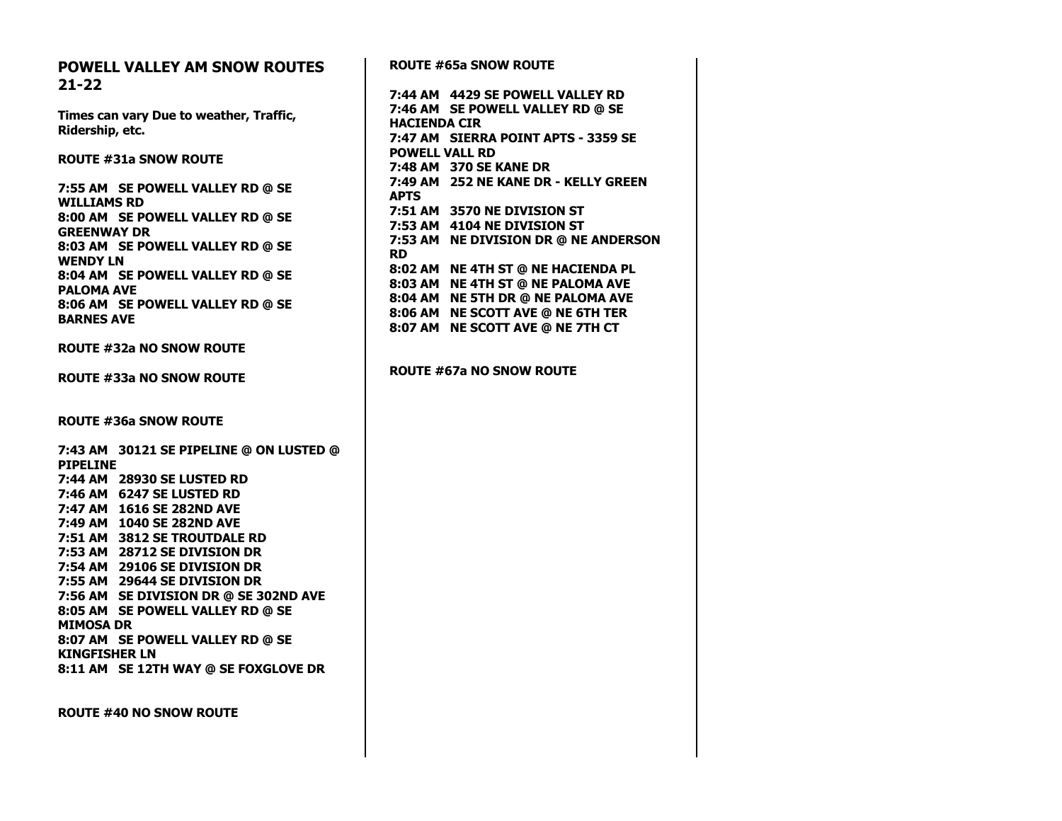# POWELL VALLEY AM SNOW ROUTES 21-22

**Times can vary Due to weather, Traffic, Ridership, etc.**

**ROUTE #31a SNOW ROUTE**

**7:55 AM SE POWELL VALLEY RD @ SE WILLIAMS RD**
**8:00 AM SE POWELL VALLEY RD @ SE GREENWAY DR**
**8:03 AM SE POWELL VALLEY RD @ SE WENDY LN**
**8:04 AM SE POWELL VALLEY RD @ SE PALOMA AVE**
**8:06 AM SE POWELL VALLEY RD @ SE BARNES AVE**

**ROUTE #32a NO SNOW ROUTE**

**ROUTE #33a NO SNOW ROUTE**

**ROUTE #36a SNOW ROUTE**

**7:43 AM 30121 SE PIPELINE @ ON LUSTED @ PIPELINE**
**7:44 AM 28930 SE LUSTED RD**
**7:46 AM 6247 SE LUSTED RD**
**7:47 AM 1616 SE 282ND AVE**
**7:49 AM 1040 SE 282ND AVE**
**7:51 AM 3812 SE TROUTDALE RD**
**7:53 AM 28712 SE DIVISION DR**
**7:54 AM 29106 SE DIVISION DR**
**7:55 AM 29644 SE DIVISION DR**
**7:56 AM SE DIVISION DR @ SE 302ND AVE**
**8:05 AM SE POWELL VALLEY RD @ SE MIMOSA DR**
**8:07 AM SE POWELL VALLEY RD @ SE KINGFISHER LN**
**8:11 AM SE 12TH WAY @ SE FOXGLOVE DR**

**ROUTE #40 NO SNOW ROUTE**

**ROUTE #65a SNOW ROUTE**

**7:44 AM 4429 SE POWELL VALLEY RD**
**7:46 AM SE POWELL VALLEY RD @ SE HACIENDA CIR**
**7:47 AM SIERRA POINT APTS - 3359 SE POWELL VALL RD**
**7:48 AM 370 SE KANE DR**
**7:49 AM 252 NE KANE DR - KELLY GREEN APTS**
**7:51 AM 3570 NE DIVISION ST**
**7:53 AM 4104 NE DIVISION ST**
**7:53 AM NE DIVISION DR @ NE ANDERSON RD**
**8:02 AM NE 4TH ST @ NE HACIENDA PL**
**8:03 AM NE 4TH ST @ NE PALOMA AVE**
**8:04 AM NE 5TH DR @ NE PALOMA AVE**
**8:06 AM NE SCOTT AVE @ NE 6TH TER**
**8:07 AM NE SCOTT AVE @ NE 7TH CT**

**ROUTE #67a NO SNOW ROUTE**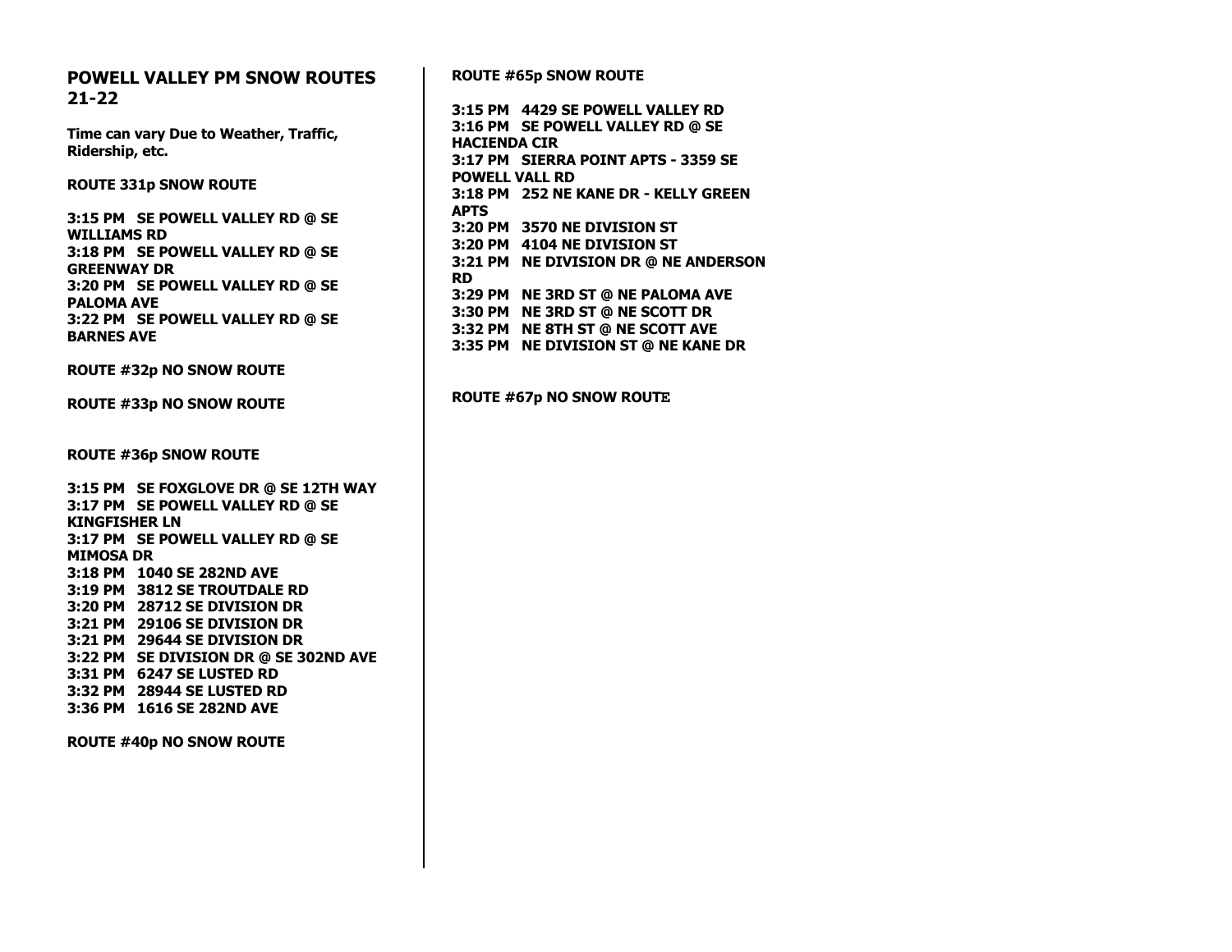## POWELL VALLEY PM SNOW ROUTES 21-22

**Time can vary Due to Weather, Traffic, Ridership, etc.**

**ROUTE 331p SNOW ROUTE**

**3:15 PM SE POWELL VALLEY RD @ SE WILLIAMS RD**
**3:18 PM SE POWELL VALLEY RD @ SE GREENWAY DR**
**3:20 PM SE POWELL VALLEY RD @ SE PALOMA AVE**
**3:22 PM SE POWELL VALLEY RD @ SE BARNES AVE**

**ROUTE #32p NO SNOW ROUTE**

**ROUTE #33p NO SNOW ROUTE**

**ROUTE #36p SNOW ROUTE**

**3:15 PM SE FOXGLOVE DR @ SE 12TH WAY**
**3:17 PM SE POWELL VALLEY RD @ SE KINGFISHER LN**
**3:17 PM SE POWELL VALLEY RD @ SE MIMOSA DR**
**3:18 PM 1040 SE 282ND AVE**
**3:19 PM 3812 SE TROUTDALE RD**
**3:20 PM 28712 SE DIVISION DR**
**3:21 PM 29106 SE DIVISION DR**
**3:21 PM 29644 SE DIVISION DR**
**3:22 PM SE DIVISION DR @ SE 302ND AVE**
**3:31 PM 6247 SE LUSTED RD**
**3:32 PM 28944 SE LUSTED RD**
**3:36 PM 1616 SE 282ND AVE**

**ROUTE #40p NO SNOW ROUTE**

**ROUTE #65p SNOW ROUTE**

**3:15 PM 4429 SE POWELL VALLEY RD**
**3:16 PM SE POWELL VALLEY RD @ SE HACIENDA CIR**
**3:17 PM SIERRA POINT APTS - 3359 SE POWELL VALL RD**
**3:18 PM 252 NE KANE DR - KELLY GREEN APTS**
**3:20 PM 3570 NE DIVISION ST**
**3:20 PM 4104 NE DIVISION ST**
**3:21 PM NE DIVISION DR @ NE ANDERSON RD**
**3:29 PM NE 3RD ST @ NE PALOMA AVE**
**3:30 PM NE 3RD ST @ NE SCOTT DR**
**3:32 PM NE 8TH ST @ NE SCOTT AVE**
**3:35 PM NE DIVISION ST @ NE KANE DR**

**ROUTE #67p NO SNOW ROUTE**